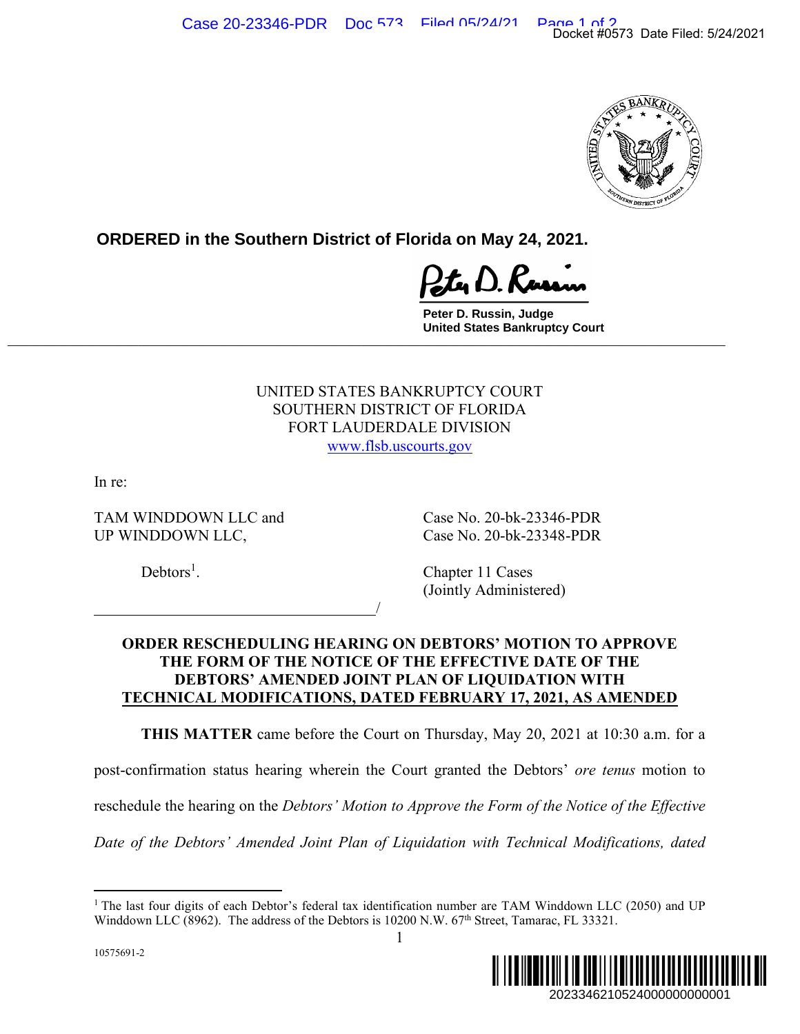**ORDERED in the Southern District of Florida on May 24, 2021.**

Peter D. Russin, Judge
United States Bankruptcy Court

UNITED STATES BANKRUPTCY COURT
SOUTHERN DISTRICT OF FLORIDA
FORT LAUDERDALE DIVISION
www.flsb.uscourts.gov

In re:

TAM WINDDOWN LLC and
UP WINDDOWN LLC,

Debtors[1].

Case No. 20-bk-23346-PDR
Case No. 20-bk-23348-PDR

Chapter 11 Cases
(Jointly Administered)

______________________________/

**ORDER RESCHEDULING HEARING ON DEBTORS' MOTION TO APPROVE THE FORM OF THE NOTICE OF THE EFFECTIVE DATE OF THE DEBTORS' AMENDED JOINT PLAN OF LIQUIDATION WITH TECHNICAL MODIFICATIONS, DATED FEBRUARY 17, 2021, AS AMENDED**

**THIS MATTER** came before the Court on Thursday, May 20, 2021 at 10:30 a.m. for a post-confirmation status hearing wherein the Court granted the Debtors' *ore tenus* motion to reschedule the hearing on the *Debtors' Motion to Approve the Form of the Notice of the Effective Date of the Debtors' Amended Joint Plan of Liquidation with Technical Modifications, dated*

[1] The last four digits of each Debtor's federal tax identification number are TAM Winddown LLC (2050) and UP Winddown LLC (8962). The address of the Debtors is 10200 N.W. 67th Street, Tamarac, FL 33321.

10575691-2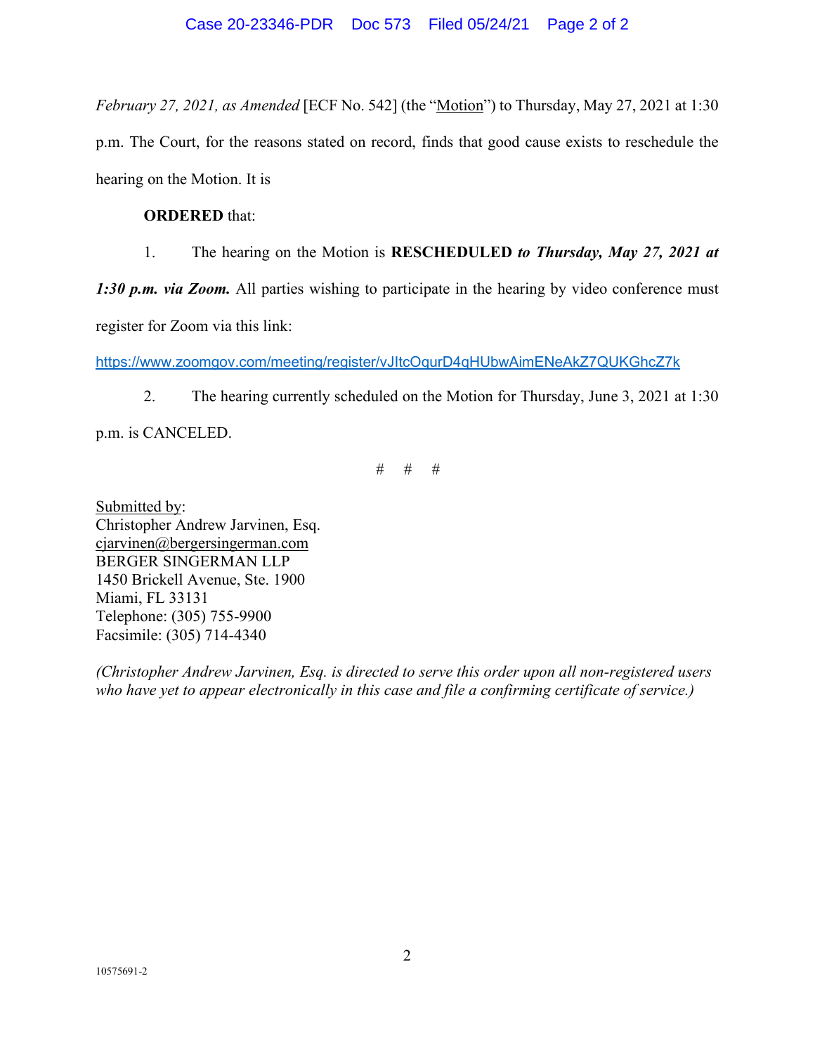*February 27, 2021, as Amended* [ECF No. 542] (the "Motion") to Thursday, May 27, 2021 at 1:30 p.m. The Court, for the reasons stated on record, finds that good cause exists to reschedule the hearing on the Motion. It is

**ORDERED** that:

1. The hearing on the Motion is **RESCHEDULED** ***to Thursday, May 27, 2021 at 1:30 p.m. via Zoom.*** All parties wishing to participate in the hearing by video conference must register for Zoom via this link:

https://www.zoomgov.com/meeting/register/vJItcOqurD4qHUbwAimENeAkZ7QUKGhcZ7k

2. The hearing currently scheduled on the Motion for Thursday, June 3, 2021 at 1:30 p.m. is CANCELED.

# # #

Submitted by:
Christopher Andrew Jarvinen, Esq.
cjarvinen@bergersingerman.com
BERGER SINGERMAN LLP
1450 Brickell Avenue, Ste. 1900
Miami, FL 33131
Telephone: (305) 755-9900
Facsimile: (305) 714-4340

*(Christopher Andrew Jarvinen, Esq. is directed to serve this order upon all non-registered users who have yet to appear electronically in this case and file a confirming certificate of service.)*

10575691-2